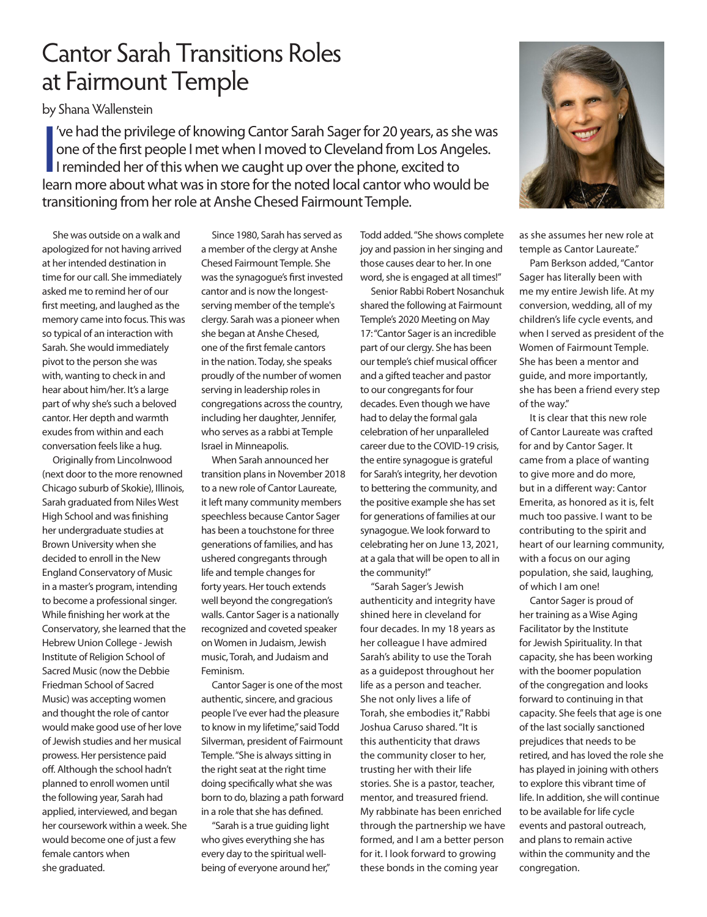# Cantor Sarah Transitions Roles at Fairmount Temple

by Shana Wallenstein

I've had the privilege of knowing Cantor Sarah Sager for 20 years, as she was one of the first people I met when I moved to Cleveland from Los Angeles. I reminded her of this when we caught up over the phone, excited to learn more about what was in store for the noted local cantor who would be transitioning from her role at Anshe Chesed Fairmount Temple.

She was outside on a walk and apologized for not having arrived at her intended destination in time for our call. She immediately asked me to remind her of our first meeting, and laughed as the memory came into focus. This was so typical of an interaction with Sarah. She would immediately pivot to the person she was with, wanting to check in and hear about him/her. It's a large part of why she's such a beloved cantor. Her depth and warmth exudes from within and each conversation feels like a hug.

Originally from Lincolnwood (next door to the more renowned Chicago suburb of Skokie), Illinois, Sarah graduated from Niles West High School and was finishing her undergraduate studies at Brown University when she decided to enroll in the New England Conservatory of Music in a master's program, intending to become a professional singer. While finishing her work at the Conservatory, she learned that the Hebrew Union College - Jewish Institute of Religion School of Sacred Music (now the Debbie Friedman School of Sacred Music) was accepting women and thought the role of cantor would make good use of her love of Jewish studies and her musical prowess. Her persistence paid off. Although the school hadn't planned to enroll women until the following year, Sarah had applied, interviewed, and began her coursework within a week. She would become one of just a few female cantors when she graduated.

Since 1980, Sarah has served as a member of the clergy at Anshe Chesed Fairmount Temple. She was the synagogue's first invested cantor and is now the longest-serving member of the temple's clergy. Sarah was a pioneer when she began at Anshe Chesed, one of the first female cantors in the nation. Today, she speaks proudly of the number of women serving in leadership roles in congregations across the country, including her daughter, Jennifer, who serves as a rabbi at Temple Israel in Minneapolis.

When Sarah announced her transition plans in November 2018 to a new role of Cantor Laureate, it left many community members speechless because Cantor Sager has been a touchstone for three generations of families, and has ushered congregants through life and temple changes for forty years. Her touch extends well beyond the congregation's walls. Cantor Sager is a nationally recognized and coveted speaker on Women in Judaism, Jewish music, Torah, and Judaism and Feminism.

Cantor Sager is one of the most authentic, sincere, and gracious people I've ever had the pleasure to know in my lifetime," said Todd Silverman, president of Fairmount Temple. "She is always sitting in the right seat at the right time doing specifically what she was born to do, blazing a path forward in a role that she has defined.

"Sarah is a true guiding light who gives everything she has every day to the spiritual well-being of everyone around her," Todd added. "She shows complete joy and passion in her singing and those causes dear to her. In one word, she is engaged at all times!"

Senior Rabbi Robert Nosanchuk shared the following at Fairmount Temple's 2020 Meeting on May 17: "Cantor Sager is an incredible part of our clergy. She has been our temple's chief musical officer and a gifted teacher and pastor to our congregants for four decades. Even though we have had to delay the formal gala celebration of her unparalleled career due to the COVID-19 crisis, the entire synagogue is grateful for Sarah's integrity, her devotion to bettering the community, and the positive example she has set for generations of families at our synagogue. We look forward to celebrating her on June 13, 2021, at a gala that will be open to all in the community!"

"Sarah Sager's Jewish authenticity and integrity have shined here in cleveland for four decades. In my 18 years as her colleague I have admired Sarah's ability to use the Torah as a guidepost throughout her life as a person and teacher. She not only lives a life of Torah, she embodies it," Rabbi Joshua Caruso shared. "It is this authenticity that draws the community closer to her, trusting her with their life stories. She is a pastor, teacher, mentor, and treasured friend. My rabbinate has been enriched through the partnership we have formed, and I am a better person for it. I look forward to growing these bonds in the coming year as she assumes her new role at temple as Cantor Laureate."

Pam Berkson added, "Cantor Sager has literally been with me my entire Jewish life. At my conversion, wedding, all of my children's life cycle events, and when I served as president of the Women of Fairmount Temple. She has been a mentor and guide, and more importantly, she has been a friend every step of the way."

It is clear that this new role of Cantor Laureate was crafted for and by Cantor Sager. It came from a place of wanting to give more and do more, but in a different way: Cantor Emerita, as honored as it is, felt much too passive. I want to be contributing to the spirit and heart of our learning community, with a focus on our aging population, she said, laughing, of which I am one!

Cantor Sager is proud of her training as a Wise Aging Facilitator by the Institute for Jewish Spirituality. In that capacity, she has been working with the boomer population of the congregation and looks forward to continuing in that capacity. She feels that age is one of the last socially sanctioned prejudices that needs to be retired, and has loved the role she has played in joining with others to explore this vibrant time of life. In addition, she will continue to be available for life cycle events and pastoral outreach, and plans to remain active within the community and the congregation.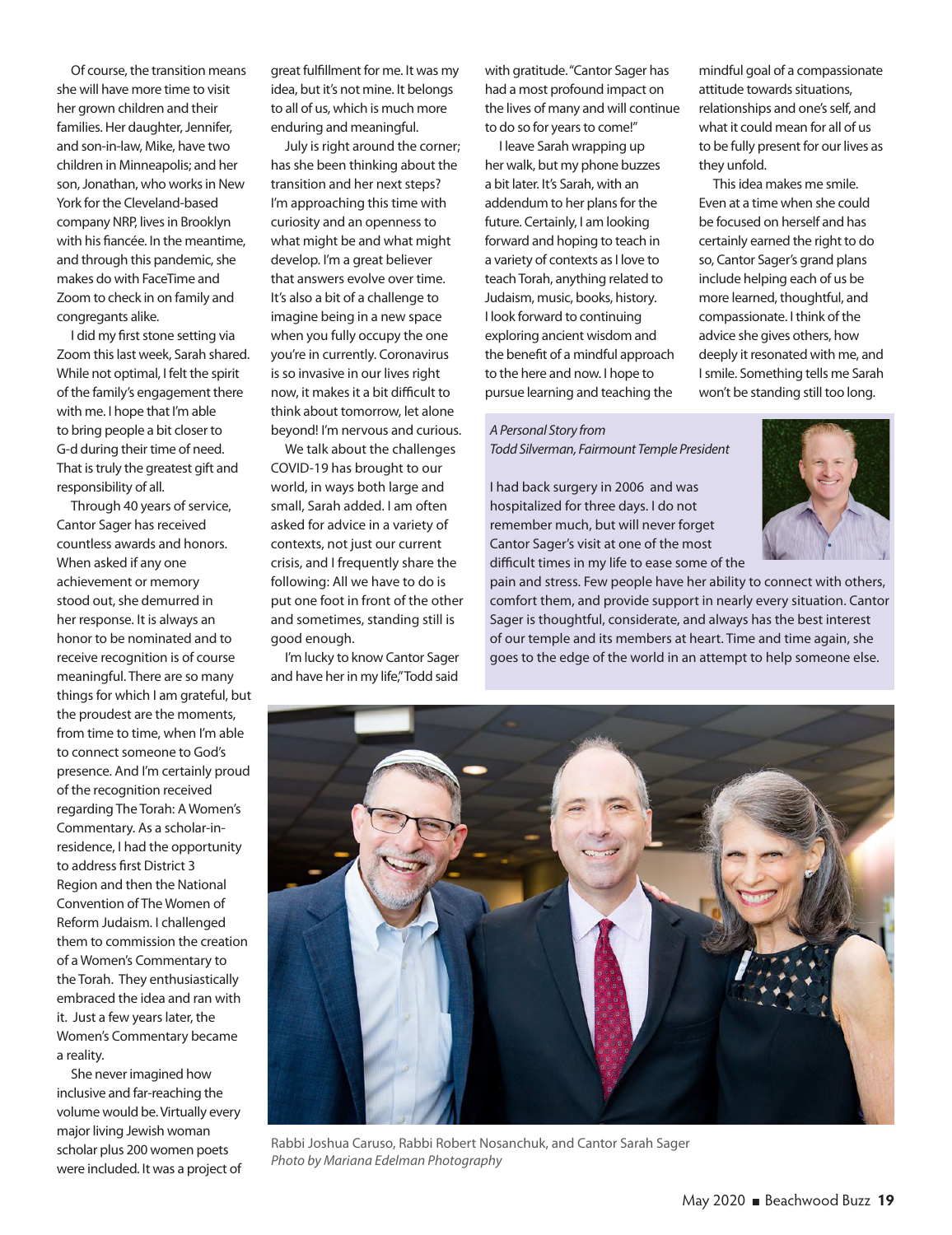Of course, the transition means she will have more time to visit her grown children and their families. Her daughter, Jennifer, and son-in-law, Mike, have two children in Minneapolis; and her son, Jonathan, who works in New York for the Cleveland-based company NRP, lives in Brooklyn with his fiancée. In the meantime, and through this pandemic, she makes do with FaceTime and Zoom to check in on family and congregants alike.

I did my first stone setting via Zoom this last week, Sarah shared. While not optimal, I felt the spirit of the family's engagement there with me. I hope that I'm able to bring people a bit closer to G-d during their time of need. That is truly the greatest gift and responsibility of all.

Through 40 years of service, Cantor Sager has received countless awards and honors. When asked if any one achievement or memory stood out, she demurred in her response. It is always an honor to be nominated and to receive recognition is of course meaningful. There are so many things for which I am grateful, but the proudest are the moments, from time to time, when I'm able to connect someone to God's presence. And I'm certainly proud of the recognition received regarding The Torah: A Women's Commentary. As a scholar-in-residence, I had the opportunity to address first District 3 Region and then the National Convention of The Women of Reform Judaism. I challenged them to commission the creation of a Women's Commentary to the Torah. They enthusiastically embraced the idea and ran with it. Just a few years later, the Women's Commentary became a reality.

She never imagined how inclusive and far-reaching the volume would be. Virtually every major living Jewish woman scholar plus 200 women poets were included. It was a project of great fulfillment for me. It was my idea, but it's not mine. It belongs to all of us, which is much more enduring and meaningful.

July is right around the corner; has she been thinking about the transition and her next steps? I'm approaching this time with curiosity and an openness to what might be and what might develop. I'm a great believer that answers evolve over time. It's also a bit of a challenge to imagine being in a new space when you fully occupy the one you're in currently. Coronavirus is so invasive in our lives right now, it makes it a bit difficult to think about tomorrow, let alone beyond! I'm nervous and curious.

We talk about the challenges COVID-19 has brought to our world, in ways both large and small, Sarah added. I am often asked for advice in a variety of contexts, not just our current crisis, and I frequently share the following: All we have to do is put one foot in front of the other and sometimes, standing still is good enough.

I'm lucky to know Cantor Sager and have her in my life," Todd said with gratitude. "Cantor Sager has had a most profound impact on the lives of many and will continue to do so for years to come!"

I leave Sarah wrapping up her walk, but my phone buzzes a bit later. It's Sarah, with an addendum to her plans for the future. Certainly, I am looking forward and hoping to teach in a variety of contexts as I love to teach Torah, anything related to Judaism, music, books, history. I look forward to continuing exploring ancient wisdom and the benefit of a mindful approach to the here and now. I hope to pursue learning and teaching the mindful goal of a compassionate attitude towards situations, relationships and one's self, and what it could mean for all of us to be fully present for our lives as they unfold.

This idea makes me smile. Even at a time when she could be focused on herself and has certainly earned the right to do so, Cantor Sager's grand plans include helping each of us be more learned, thoughtful, and compassionate. I think of the advice she gives others, how deeply it resonated with me, and I smile. Something tells me Sarah won't be standing still too long.

*A Personal Story from*
*Todd Silverman, Fairmount Temple President*

I had back surgery in 2006 and was hospitalized for three days. I do not remember much, but will never forget Cantor Sager's visit at one of the most difficult times in my life to ease some of the pain and stress. Few people have her ability to connect with others, comfort them, and provide support in nearly every situation. Cantor Sager is thoughtful, considerate, and always has the best interest of our temple and its members at heart. Time and time again, she goes to the edge of the world in an attempt to help someone else.

Rabbi Joshua Caruso, Rabbi Robert Nosanchuk, and Cantor Sarah Sager
*Photo by Mariana Edelman Photography*